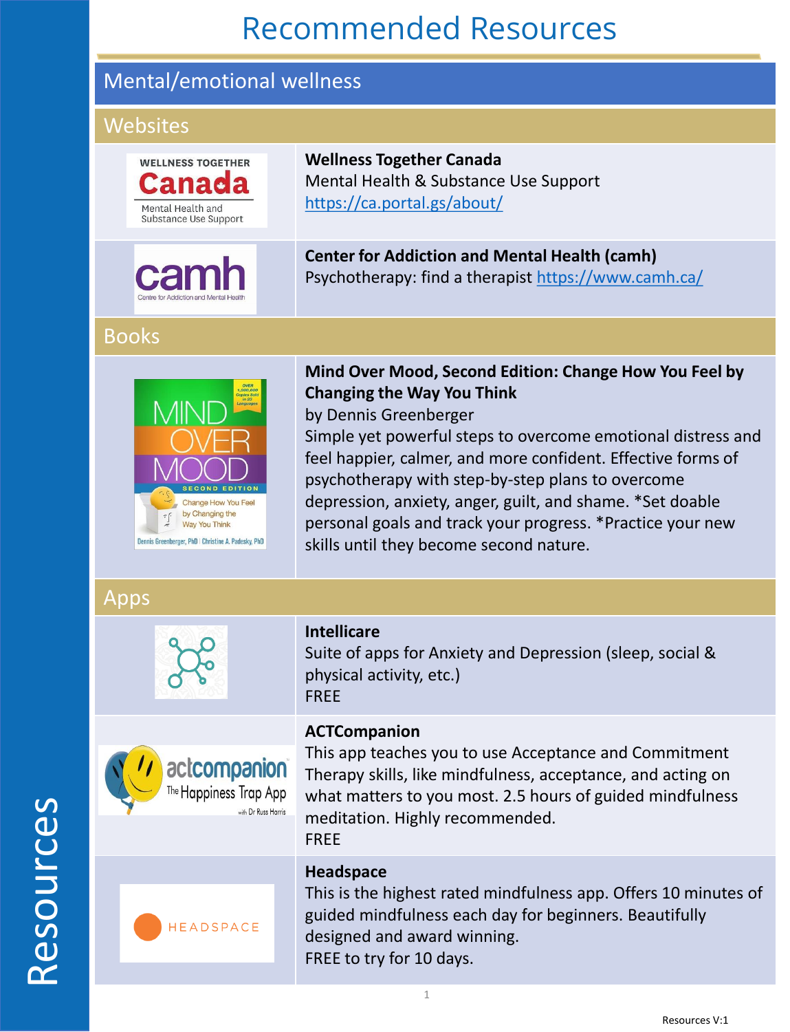# Recommended Resources

## Mental/emotional wellness

### Websites

**Wellness Together Canada**
Mental Health & Substance Use Support
https://ca.portal.gs/about/

**Center for Addiction and Mental Health (camh)**
Psychotherapy: find a therapist https://www.camh.ca/

### Books

**Mind Over Mood, Second Edition: Change How You Feel by Changing the Way You Think**
by Dennis Greenberger
Simple yet powerful steps to overcome emotional distress and feel happier, calmer, and more confident. Effective forms of psychotherapy with step-by-step plans to overcome depression, anxiety, anger, guilt, and shame. *Set doable personal goals and track your progress. *Practice your new skills until they become second nature.

### Apps

**Intellicare**
Suite of apps for Anxiety and Depression (sleep, social & physical activity, etc.)
FREE

**ACTCompanion**
This app teaches you to use Acceptance and Commitment Therapy skills, like mindfulness, acceptance, and acting on what matters to you most. 2.5 hours of guided mindfulness meditation. Highly recommended.
FREE

**Headspace**
This is the highest rated mindfulness app. Offers 10 minutes of guided mindfulness each day for beginners. Beautifully designed and award winning.
FREE to try for 10 days.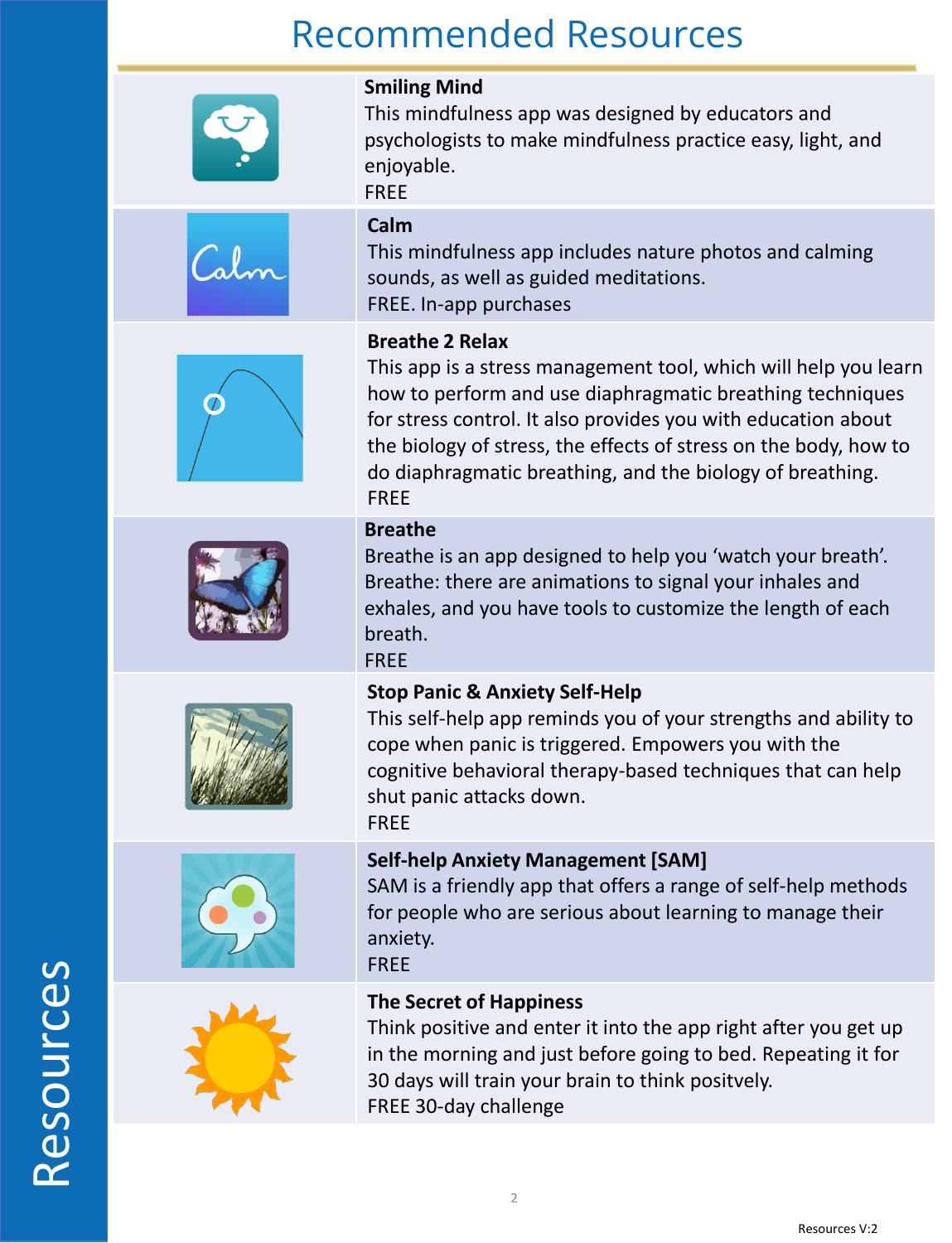# Recommended Resources

**Smiling Mind**
This mindfulness app was designed by educators and psychologists to make mindfulness practice easy, light, and enjoyable.
FREE

**Calm**
This mindfulness app includes nature photos and calming sounds, as well as guided meditations.
FREE. In-app purchases

**Breathe 2 Relax**
This app is a stress management tool, which will help you learn how to perform and use diaphragmatic breathing techniques for stress control. It also provides you with education about the biology of stress, the effects of stress on the body, how to do diaphragmatic breathing, and the biology of breathing.
FREE

**Breathe**
Breathe is an app designed to help you 'watch your breath'. Breathe: there are animations to signal your inhales and exhales, and you have tools to customize the length of each breath.
FREE

**Stop Panic & Anxiety Self-Help**
This self-help app reminds you of your strengths and ability to cope when panic is triggered. Empowers you with the cognitive behavioral therapy-based techniques that can help shut panic attacks down.
FREE

**Self-help Anxiety Management [SAM]**
SAM is a friendly app that offers a range of self-help methods for people who are serious about learning to manage their anxiety.
FREE

**The Secret of Happiness**
Think positive and enter it into the app right after you get up in the morning and just before going to bed. Repeating it for 30 days will train your brain to think positively.
FREE 30-day challenge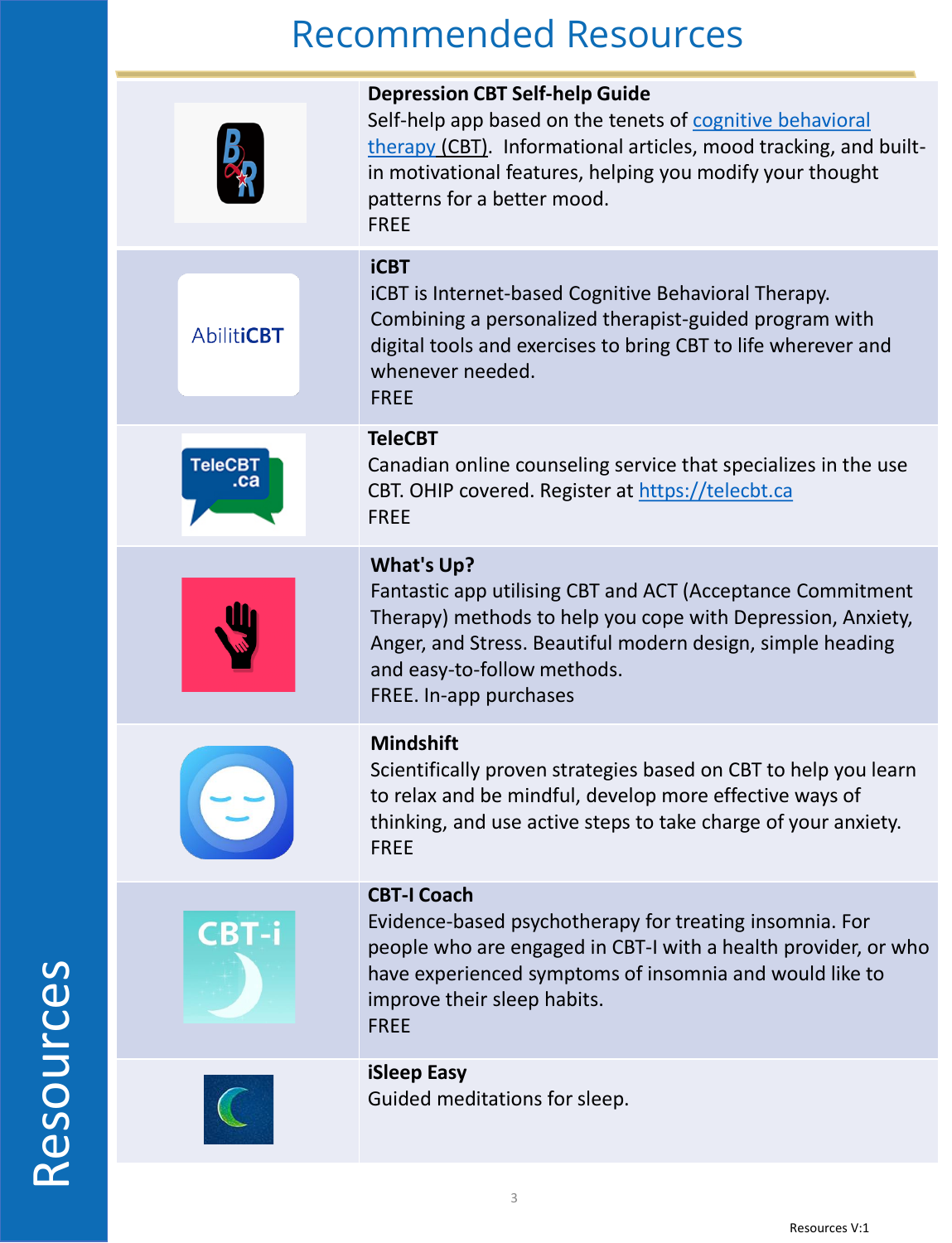# Recommended Resources

| | |
|---|---|
| | **Depression CBT Self-help Guide**<br>Self-help app based on the tenets of cognitive behavioral therapy (CBT). Informational articles, mood tracking, and built-in motivational features, helping you modify your thought patterns for a better mood.<br>FREE |
| AbilitiCBT | **iCBT**<br>iCBT is Internet-based Cognitive Behavioral Therapy. Combining a personalized therapist-guided program with digital tools and exercises to bring CBT to life wherever and whenever needed.<br>FREE |
| TeleCBT .ca | **TeleCBT**<br>Canadian online counseling service that specializes in the use CBT. OHIP covered. Register at https://telecbt.ca<br>FREE |
| | **What's Up?**<br>Fantastic app utilising CBT and ACT (Acceptance Commitment Therapy) methods to help you cope with Depression, Anxiety, Anger, and Stress. Beautiful modern design, simple heading and easy-to-follow methods.<br>FREE. In-app purchases |
| | **Mindshift**<br>Scientifically proven strategies based on CBT to help you learn to relax and be mindful, develop more effective ways of thinking, and use active steps to take charge of your anxiety.<br>FREE |
| CBT-i | **CBT-I Coach**<br>Evidence-based psychotherapy for treating insomnia. For people who are engaged in CBT-I with a health provider, or who have experienced symptoms of insomnia and would like to improve their sleep habits.<br>FREE |
| | **iSleep Easy**<br>Guided meditations for sleep. |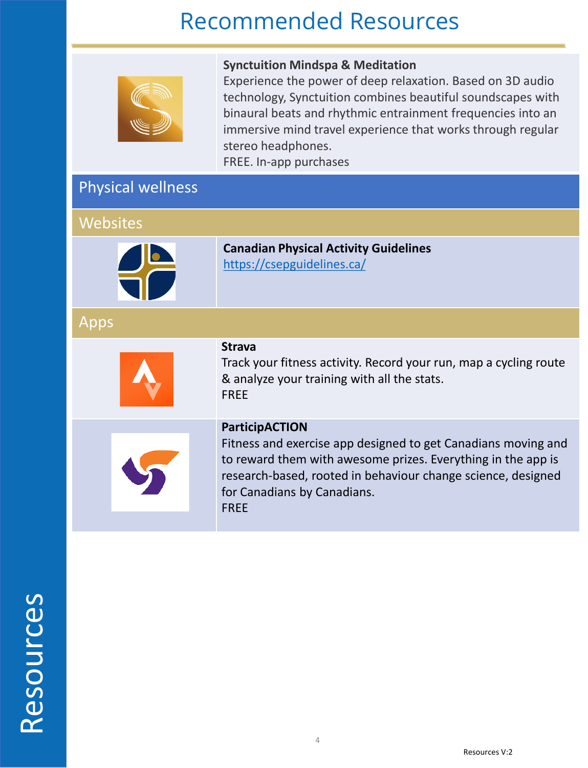# Recommended Resources

**Synctuition Mindspa & Meditation**
Experience the power of deep relaxation. Based on 3D audio technology, Synctuition combines beautiful soundscapes with binaural beats and rhythmic entrainment frequencies into an immersive mind travel experience that works through regular stereo headphones.
FREE. In-app purchases

## Physical wellness

### Websites

**Canadian Physical Activity Guidelines**
https://csepguidelines.ca/

### Apps

**Strava**
Track your fitness activity. Record your run, map a cycling route & analyze your training with all the stats.
FREE

**ParticipACTION**
Fitness and exercise app designed to get Canadians moving and to reward them with awesome prizes. Everything in the app is research-based, rooted in behaviour change science, designed for Canadians by Canadians.
FREE